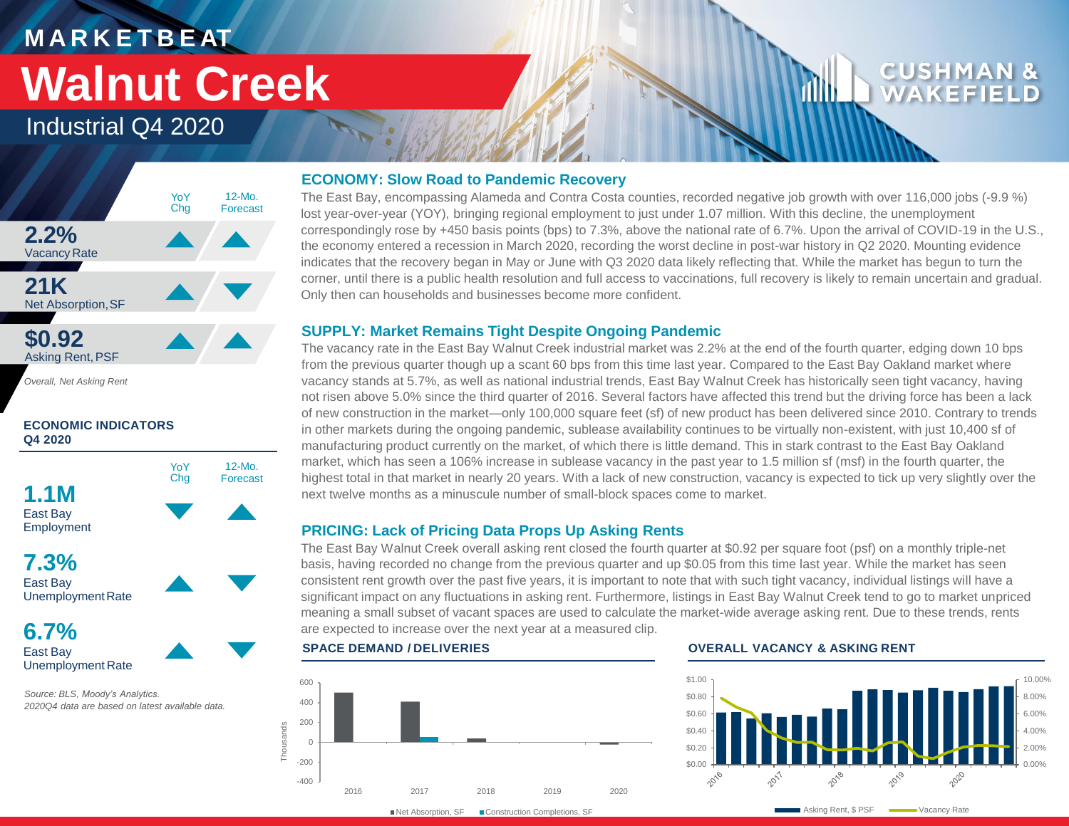# MARKETBEAT

# Walnut Creek

## Industrial Q4 2020

| | YoY Chg | 12-Mo. Forecast |
|---|---|---|
| **2.2%** Vacancy Rate | ▲ | ▲ |
| **21K** Net Absorption, SF | ▲ | ▼ |
| **$0.92** Asking Rent, PSF | ▲ | ▲ |

*Overall, Net Asking Rent*

**ECONOMIC INDICATORS Q4 2020**

| | YoY Chg | 12-Mo. Forecast |
|---|---|---|
| **1.1M** East Bay Employment | ▼ | ▲ |
| **7.3%** East Bay Unemployment Rate | ▲ | ▼ |
| **6.7%** East Bay Unemployment Rate | ▲ | ▼ |

*Source: BLS, Moody's Analytics.*
*2020Q4 data are based on latest available data.*

### ECONOMY: Slow Road to Pandemic Recovery

The East Bay, encompassing Alameda and Contra Costa counties, recorded negative job growth with over 116,000 jobs (-9.9 %) lost year-over-year (YOY), bringing regional employment to just under 1.07 million. With this decline, the unemployment correspondingly rose by +450 basis points (bps) to 7.3%, above the national rate of 6.7%. Upon the arrival of COVID-19 in the U.S., the economy entered a recession in March 2020, recording the worst decline in post-war history in Q2 2020. Mounting evidence indicates that the recovery began in May or June with Q3 2020 data likely reflecting that. While the market has begun to turn the corner, until there is a public health resolution and full access to vaccinations, full recovery is likely to remain uncertain and gradual. Only then can households and businesses become more confident.

### SUPPLY: Market Remains Tight Despite Ongoing Pandemic

The vacancy rate in the East Bay Walnut Creek industrial market was 2.2% at the end of the fourth quarter, edging down 10 bps from the previous quarter though up a scant 60 bps from this time last year. Compared to the East Bay Oakland market where vacancy stands at 5.7%, as well as national industrial trends, East Bay Walnut Creek has historically seen tight vacancy, having not risen above 5.0% since the third quarter of 2016. Several factors have affected this trend but the driving force has been a lack of new construction in the market—only 100,000 square feet (sf) of new product has been delivered since 2010. Contrary to trends in other markets during the ongoing pandemic, sublease availability continues to be virtually non-existent, with just 10,400 sf of manufacturing product currently on the market, of which there is little demand. This in stark contrast to the East Bay Oakland market, which has seen a 106% increase in sublease vacancy in the past year to 1.5 million sf (msf) in the fourth quarter, the highest total in that market in nearly 20 years. With a lack of new construction, vacancy is expected to tick up very slightly over the next twelve months as a minuscule number of small-block spaces come to market.

### PRICING: Lack of Pricing Data Props Up Asking Rents

The East Bay Walnut Creek overall asking rent closed the fourth quarter at $0.92 per square foot (psf) on a monthly triple-net basis, having recorded no change from the previous quarter and up $0.05 from this time last year. While the market has seen consistent rent growth over the past five years, it is important to note that with such tight vacancy, individual listings will have a significant impact on any fluctuations in asking rent. Furthermore, listings in East Bay Walnut Creek tend to go to market unpriced meaning a small subset of vacant spaces are used to calculate the market-wide average asking rent. Due to these trends, rents are expected to increase over the next year at a measured clip.

**SPACE DEMAND / DELIVERIES**

**OVERALL VACANCY & ASKING RENT**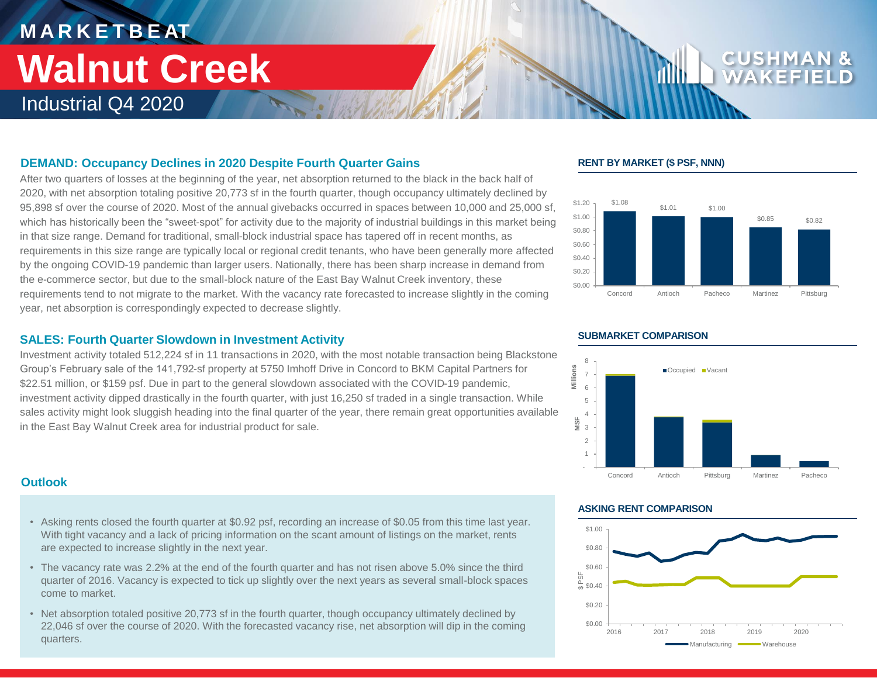# MARKETBEAT

# Walnut Creek

## Industrial Q4 2020

### DEMAND: Occupancy Declines in 2020 Despite Fourth Quarter Gains

After two quarters of losses at the beginning of the year, net absorption returned to the black in the back half of 2020, with net absorption totaling positive 20,773 sf in the fourth quarter, though occupancy ultimately declined by 95,898 sf over the course of 2020. Most of the annual givebacks occurred in spaces between 10,000 and 25,000 sf, which has historically been the "sweet-spot" for activity due to the majority of industrial buildings in this market being in that size range. Demand for traditional, small-block industrial space has tapered off in recent months, as requirements in this size range are typically local or regional credit tenants, who have been generally more affected by the ongoing COVID-19 pandemic than larger users. Nationally, there has been sharp increase in demand from the e-commerce sector, but due to the small-block nature of the East Bay Walnut Creek inventory, these requirements tend to not migrate to the market. With the vacancy rate forecasted to increase slightly in the coming year, net absorption is correspondingly expected to decrease slightly.

### SALES: Fourth Quarter Slowdown in Investment Activity

Investment activity totaled 512,224 sf in 11 transactions in 2020, with the most notable transaction being Blackstone Group's February sale of the 141,792-sf property at 5750 Imhoff Drive in Concord to BKM Capital Partners for $22.51 million, or $159 psf. Due in part to the general slowdown associated with the COVID-19 pandemic, investment activity dipped drastically in the fourth quarter, with just 16,250 sf traded in a single transaction. While sales activity might look sluggish heading into the final quarter of the year, there remain great opportunities available in the East Bay Walnut Creek area for industrial product for sale.

### Outlook

- Asking rents closed the fourth quarter at $0.92 psf, recording an increase of $0.05 from this time last year. With tight vacancy and a lack of pricing information on the scant amount of listings on the market, rents are expected to increase slightly in the next year.
- The vacancy rate was 2.2% at the end of the fourth quarter and has not risen above 5.0% since the third quarter of 2016. Vacancy is expected to tick up slightly over the next years as several small-block spaces come to market.
- Net absorption totaled positive 20,773 sf in the fourth quarter, though occupancy ultimately declined by 22,046 sf over the course of 2020. With the forecasted vacancy rise, net absorption will dip in the coming quarters.

#### RENT BY MARKET ($ PSF, NNN)

| Market | Rent |
|---|---|
| Concord | $1.08 |
| Antioch | $1.01 |
| Pacheco | $1.00 |
| Martinez | $0.85 |
| Pittsburg | $0.82 |

#### SUBMARKET COMPARISON

Occupied / Vacant (MSF, Millions): Concord, Antioch, Pittsburg, Martinez, Pacheco

#### ASKING RENT COMPARISON

$ PSF, 2016–2020: Manufacturing, Warehouse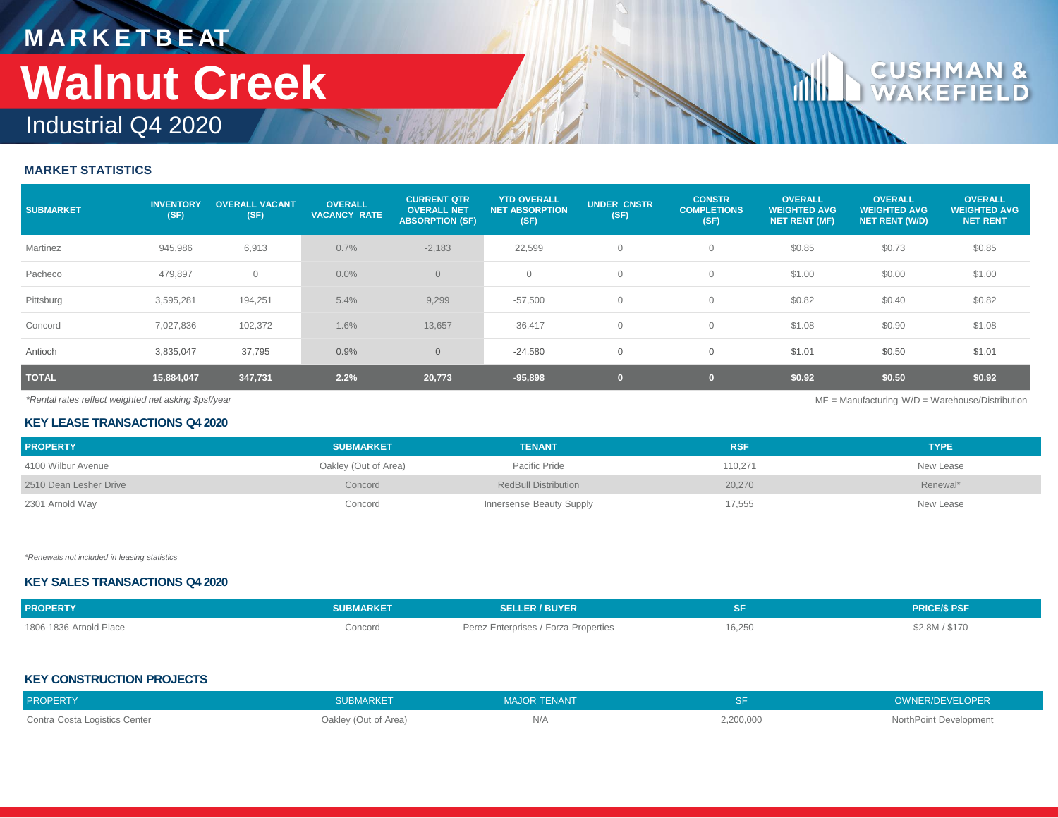# MARKETBEAT

# Walnut Creek

## Industrial Q4 2020

### MARKET STATISTICS

| SUBMARKET | INVENTORY (SF) | OVERALL VACANT (SF) | OVERALL VACANCY RATE | CURRENT QTR OVERALL NET ABSORPTION (SF) | YTD OVERALL NET ABSORPTION (SF) | UNDER CNSTR (SF) | CONSTR COMPLETIONS (SF) | OVERALL WEIGHTED AVG NET RENT (MF) | OVERALL WEIGHTED AVG NET RENT (W/D) | OVERALL WEIGHTED AVG NET RENT |
|---|---|---|---|---|---|---|---|---|---|---|
| Martinez | 945,986 | 6,913 | 0.7% | -2,183 | 22,599 | 0 | 0 | $0.85 | $0.73 | $0.85 |
| Pacheco | 479,897 | 0 | 0.0% | 0 | 0 | 0 | 0 | $1.00 | $0.00 | $1.00 |
| Pittsburg | 3,595,281 | 194,251 | 5.4% | 9,299 | -57,500 | 0 | 0 | $0.82 | $0.40 | $0.82 |
| Concord | 7,027,836 | 102,372 | 1.6% | 13,657 | -36,417 | 0 | 0 | $1.08 | $0.90 | $1.08 |
| Antioch | 3,835,047 | 37,795 | 0.9% | 0 | -24,580 | 0 | 0 | $1.01 | $0.50 | $1.01 |
| **TOTAL** | **15,884,047** | **347,731** | **2.2%** | **20,773** | **-95,898** | **0** | **0** | **$0.92** | **$0.50** | **$0.92** |

*\*Rental rates reflect weighted net asking $psf/year*

MF = Manufacturing W/D = Warehouse/Distribution

### KEY LEASE TRANSACTIONS Q4 2020

| PROPERTY | SUBMARKET | TENANT | RSF | TYPE |
|---|---|---|---|---|
| 4100 Wilbur Avenue | Oakley (Out of Area) | Pacific Pride | 110,271 | New Lease |
| 2510 Dean Lesher Drive | Concord | RedBull Distribution | 20,270 | Renewal* |
| 2301 Arnold Way | Concord | Innersense Beauty Supply | 17,555 | New Lease |

*\*Renewals not included in leasing statistics*

### KEY SALES TRANSACTIONS Q4 2020

| PROPERTY | SUBMARKET | SELLER / BUYER | SF | PRICE/$ PSF |
|---|---|---|---|---|
| 1806-1836 Arnold Place | Concord | Perez Enterprises / Forza Properties | 16,250 | $2.8M / $170 |

### KEY CONSTRUCTION PROJECTS

| PROPERTY | SUBMARKET | MAJOR TENANT | SF | OWNER/DEVELOPER |
|---|---|---|---|---|
| Contra Costa Logistics Center | Oakley (Out of Area) | N/A | 2,200,000 | NorthPoint Development |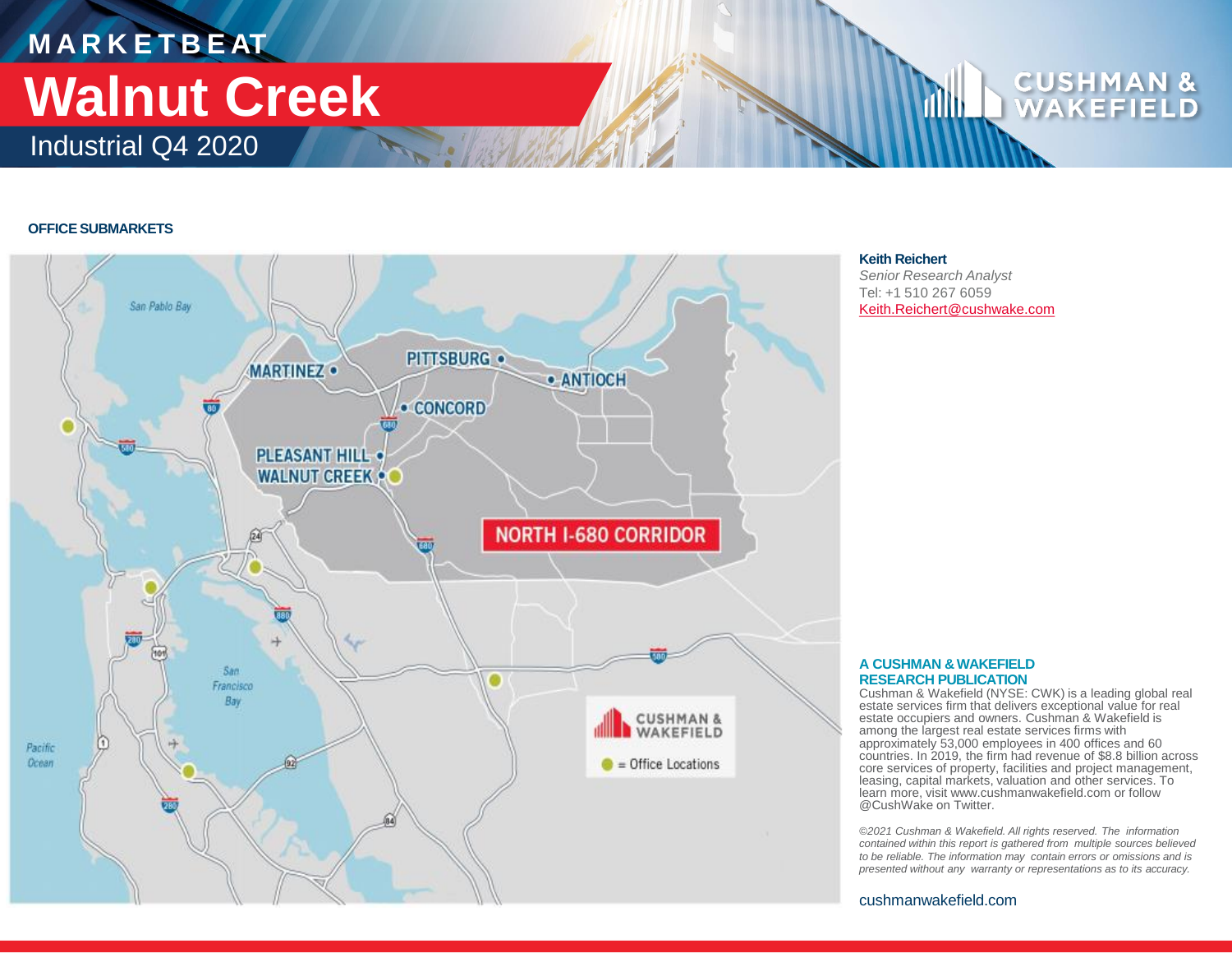# MARKETBEAT

# Walnut Creek

## Industrial Q4 2020

CUSHMAN & WAKEFIELD

**OFFICE SUBMARKETS**

San Pablo Bay

MARTINEZ

PITTSBURG

ANTIOCH

CONCORD

PLEASANT HILL

WALNUT CREEK

NORTH I-680 CORRIDOR

San Francisco Bay

Pacific Ocean

CUSHMAN & WAKEFIELD

= Office Locations

**Keith Reichert**
*Senior Research Analyst*
Tel: +1 510 267 6059
Keith.Reichert@cushwake.com

**A CUSHMAN & WAKEFIELD RESEARCH PUBLICATION**

Cushman & Wakefield (NYSE: CWK) is a leading global real estate services firm that delivers exceptional value for real estate occupiers and owners. Cushman & Wakefield is among the largest real estate services firms with approximately 53,000 employees in 400 offices and 60 countries. In 2019, the firm had revenue of $8.8 billion across core services of property, facilities and project management, leasing, capital markets, valuation and other services. To learn more, visit www.cushmanwakefield.com or follow @CushWake on Twitter.

*©2021 Cushman & Wakefield. All rights reserved. The information contained within this report is gathered from multiple sources believed to be reliable. The information may contain errors or omissions and is presented without any warranty or representations as to its accuracy.*

cushmanwakefield.com